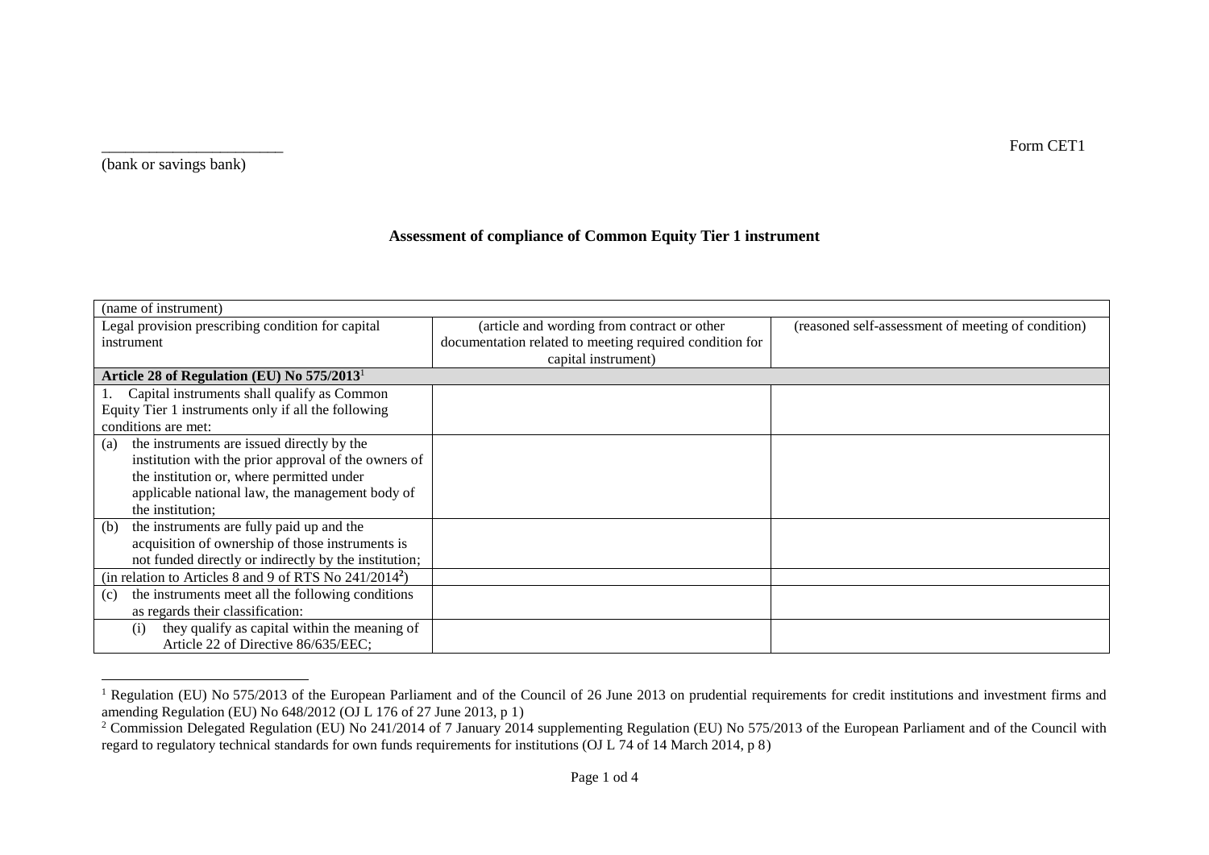Form CET1

_______________________
(bank or savings bank)

## Assessment of compliance of Common Equity Tier 1 instrument

| (name of instrument) | | |
|---|---|---|
| Legal provision prescribing condition for capital instrument | (article and wording from contract or other documentation related to meeting required condition for capital instrument) | (reasoned self-assessment of meeting of condition) |
| **Article 28 of Regulation (EU) No 575/2013**[1] | | |
| 1. Capital instruments shall qualify as Common Equity Tier 1 instruments only if all the following conditions are met: | | |
| (a) the instruments are issued directly by the institution with the prior approval of the owners of the institution or, where permitted under applicable national law, the management body of the institution; | | |
| (b) the instruments are fully paid up and the acquisition of ownership of those instruments is not funded directly or indirectly by the institution; | | |
| (in relation to Articles 8 and 9 of RTS No 241/2014[2]) | | |
| (c) the instruments meet all the following conditions as regards their classification: | | |
| (i) they qualify as capital within the meaning of Article 22 of Directive 86/635/EEC; | | |

[1] Regulation (EU) No 575/2013 of the European Parliament and of the Council of 26 June 2013 on prudential requirements for credit institutions and investment firms and amending Regulation (EU) No 648/2012 (OJ L 176 of 27 June 2013, p 1)

[2] Commission Delegated Regulation (EU) No 241/2014 of 7 January 2014 supplementing Regulation (EU) No 575/2013 of the European Parliament and of the Council with regard to regulatory technical standards for own funds requirements for institutions (OJ L 74 of 14 March 2014, p 8)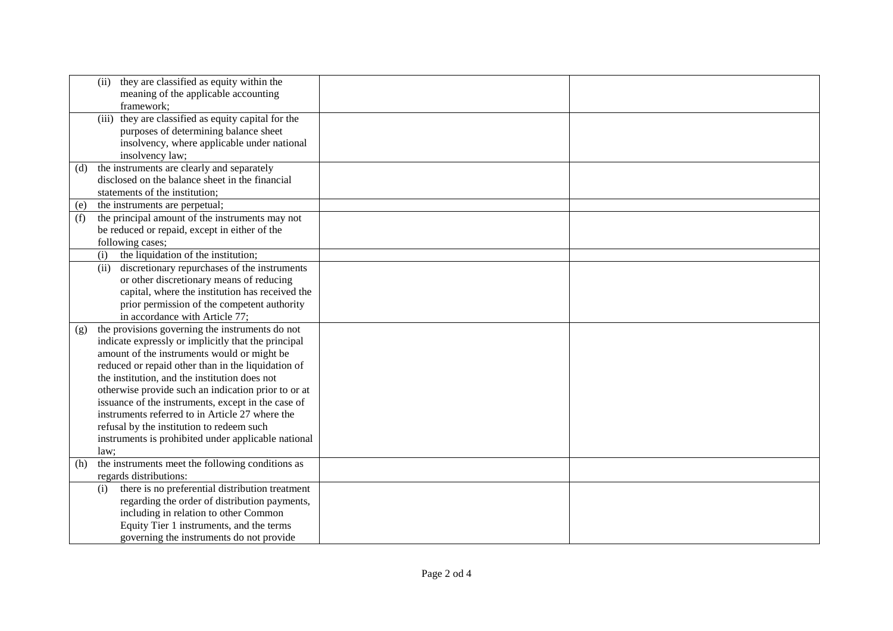| | | |
|---|---|---|
| (ii) they are classified as equity within the meaning of the applicable accounting framework; | | |
| (iii) they are classified as equity capital for the purposes of determining balance sheet insolvency, where applicable under national insolvency law; | | |
| (d) the instruments are clearly and separately disclosed on the balance sheet in the financial statements of the institution; | | |
| (e) the instruments are perpetual; | | |
| (f) the principal amount of the instruments may not be reduced or repaid, except in either of the following cases; | | |
| (i) the liquidation of the institution; | | |
| (ii) discretionary repurchases of the instruments or other discretionary means of reducing capital, where the institution has received the prior permission of the competent authority in accordance with Article 77; | | |
| (g) the provisions governing the instruments do not indicate expressly or implicitly that the principal amount of the instruments would or might be reduced or repaid other than in the liquidation of the institution, and the institution does not otherwise provide such an indication prior to or at issuance of the instruments, except in the case of instruments referred to in Article 27 where the refusal by the institution to redeem such instruments is prohibited under applicable national law; | | |
| (h) the instruments meet the following conditions as regards distributions: | | |
| (i) there is no preferential distribution treatment regarding the order of distribution payments, including in relation to other Common Equity Tier 1 instruments, and the terms governing the instruments do not provide | | |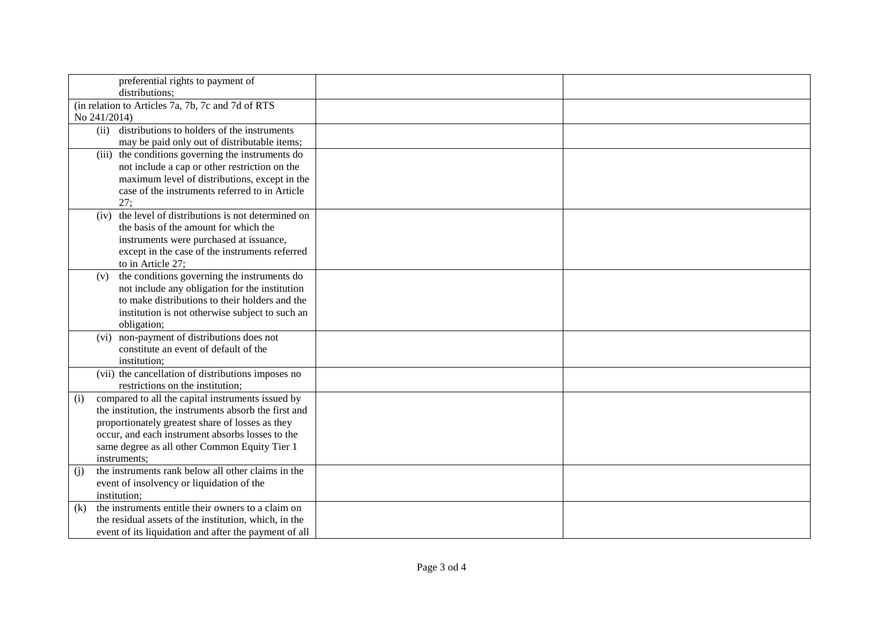| | | |
|---|---|---|
| preferential rights to payment of distributions; | | |
| (in relation to Articles 7a, 7b, 7c and 7d of RTS No 241/2014) | | |
| (ii) distributions to holders of the instruments may be paid only out of distributable items; | | |
| (iii) the conditions governing the instruments do not include a cap or other restriction on the maximum level of distributions, except in the case of the instruments referred to in Article 27; | | |
| (iv) the level of distributions is not determined on the basis of the amount for which the instruments were purchased at issuance, except in the case of the instruments referred to in Article 27; | | |
| (v) the conditions governing the instruments do not include any obligation for the institution to make distributions to their holders and the institution is not otherwise subject to such an obligation; | | |
| (vi) non-payment of distributions does not constitute an event of default of the institution; | | |
| (vii) the cancellation of distributions imposes no restrictions on the institution; | | |
| (i) compared to all the capital instruments issued by the institution, the instruments absorb the first and proportionately greatest share of losses as they occur, and each instrument absorbs losses to the same degree as all other Common Equity Tier 1 instruments; | | |
| (j) the instruments rank below all other claims in the event of insolvency or liquidation of the institution; | | |
| (k) the instruments entitle their owners to a claim on the residual assets of the institution, which, in the event of its liquidation and after the payment of all | | |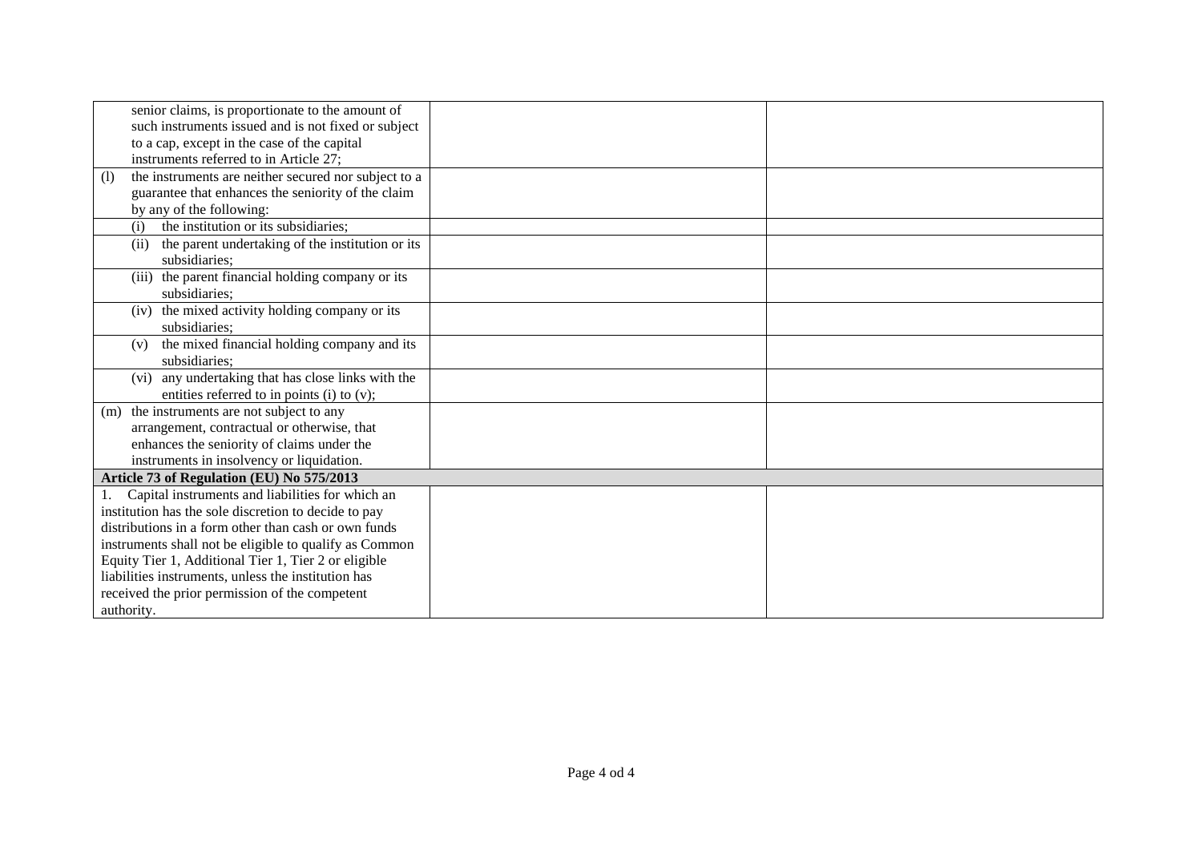| | | |
|---|---|---|
| senior claims, is proportionate to the amount of such instruments issued and is not fixed or subject to a cap, except in the case of the capital instruments referred to in Article 27; | | |
| (l) the instruments are neither secured nor subject to a guarantee that enhances the seniority of the claim by any of the following: | | |
| (i) the institution or its subsidiaries; | | |
| (ii) the parent undertaking of the institution or its subsidiaries; | | |
| (iii) the parent financial holding company or its subsidiaries; | | |
| (iv) the mixed activity holding company or its subsidiaries; | | |
| (v) the mixed financial holding company and its subsidiaries; | | |
| (vi) any undertaking that has close links with the entities referred to in points (i) to (v); | | |
| (m) the instruments are not subject to any arrangement, contractual or otherwise, that enhances the seniority of claims under the instruments in insolvency or liquidation. | | |
| **Article 73 of Regulation (EU) No 575/2013** | | |
| 1. Capital instruments and liabilities for which an institution has the sole discretion to decide to pay distributions in a form other than cash or own funds instruments shall not be eligible to qualify as Common Equity Tier 1, Additional Tier 1, Tier 2 or eligible liabilities instruments, unless the institution has received the prior permission of the competent authority. | | |